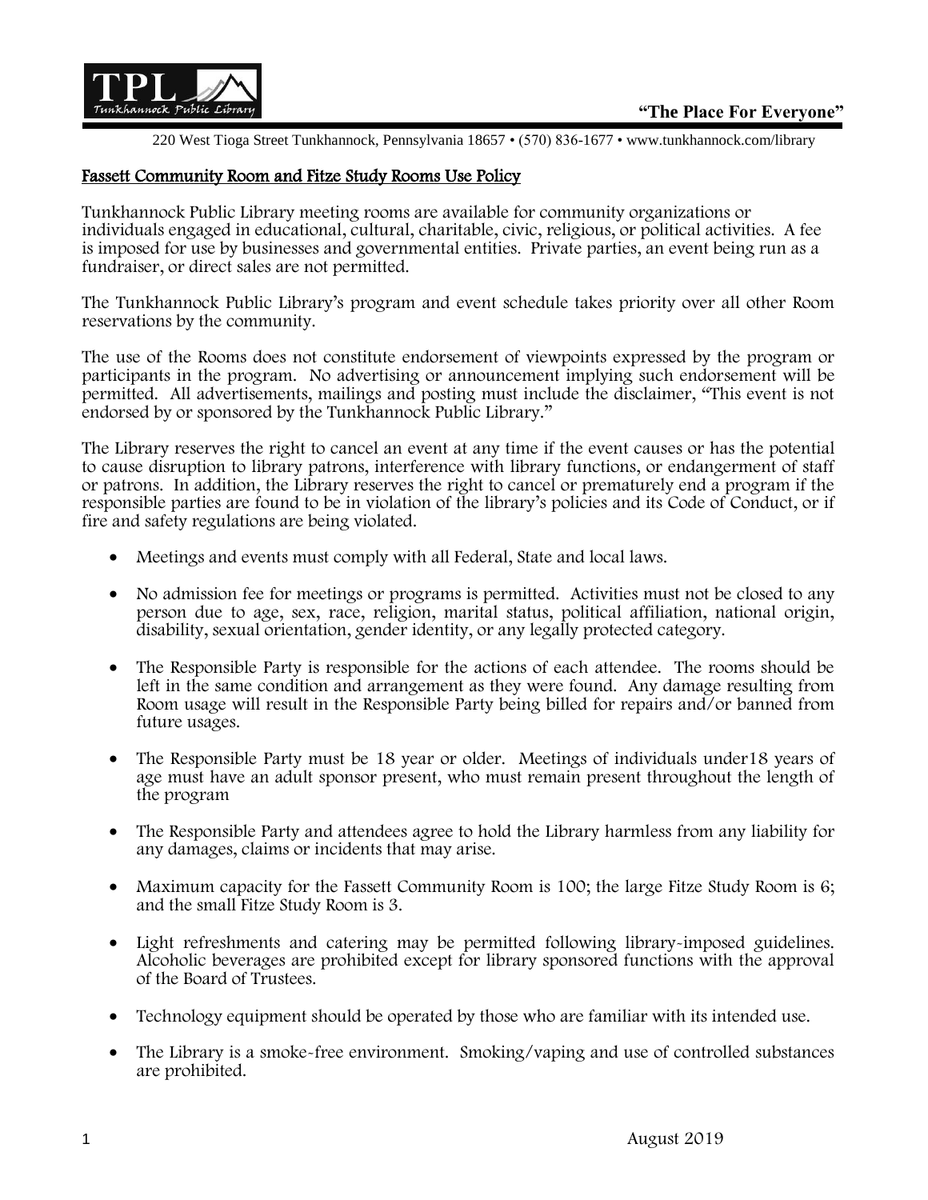**"The Place For Everyone"**

220 West Tioga Street Tunkhannock, Pennsylvania 18657 • (570) 836-1677 • www.tunkhannock.com/library

## Fassett Community Room and Fitze Study Rooms Use Policy

Tunkhannock Public Library meeting rooms are available for community organizations or individuals engaged in educational, cultural, charitable, civic, religious, or political activities. A fee is imposed for use by businesses and governmental entities. Private parties, an event being run as a fundraiser, or direct sales are not permitted.

The Tunkhannock Public Library's program and event schedule takes priority over all other Room reservations by the community.

The use of the Rooms does not constitute endorsement of viewpoints expressed by the program or participants in the program. No advertising or announcement implying such endorsement will be permitted. All advertisements, mailings and posting must include the disclaimer, "This event is not endorsed by or sponsored by the Tunkhannock Public Library."

The Library reserves the right to cancel an event at any time if the event causes or has the potential to cause disruption to library patrons, interference with library functions, or endangerment of staff or patrons. In addition, the Library reserves the right to cancel or prematurely end a program if the responsible parties are found to be in violation of the library's policies and its Code of Conduct, or if fire and safety regulations are being violated.

- Meetings and events must comply with all Federal, State and local laws.
- No admission fee for meetings or programs is permitted. Activities must not be closed to any person due to age, sex, race, religion, marital status, political affiliation, national origin, disability, sexual orientation, gender identity, or any legally protected category.
- The Responsible Party is responsible for the actions of each attendee. The rooms should be left in the same condition and arrangement as they were found. Any damage resulting from Room usage will result in the Responsible Party being billed for repairs and/or banned from future usages.
- The Responsible Party must be 18 year or older. Meetings of individuals under18 years of age must have an adult sponsor present, who must remain present throughout the length of the program
- The Responsible Party and attendees agree to hold the Library harmless from any liability for any damages, claims or incidents that may arise.
- Maximum capacity for the Fassett Community Room is 100; the large Fitze Study Room is 6; and the small Fitze Study Room is 3.
- Light refreshments and catering may be permitted following library-imposed guidelines. Alcoholic beverages are prohibited except for library sponsored functions with the approval of the Board of Trustees.
- Technology equipment should be operated by those who are familiar with its intended use.
- The Library is a smoke-free environment. Smoking/vaping and use of controlled substances are prohibited.

August 2019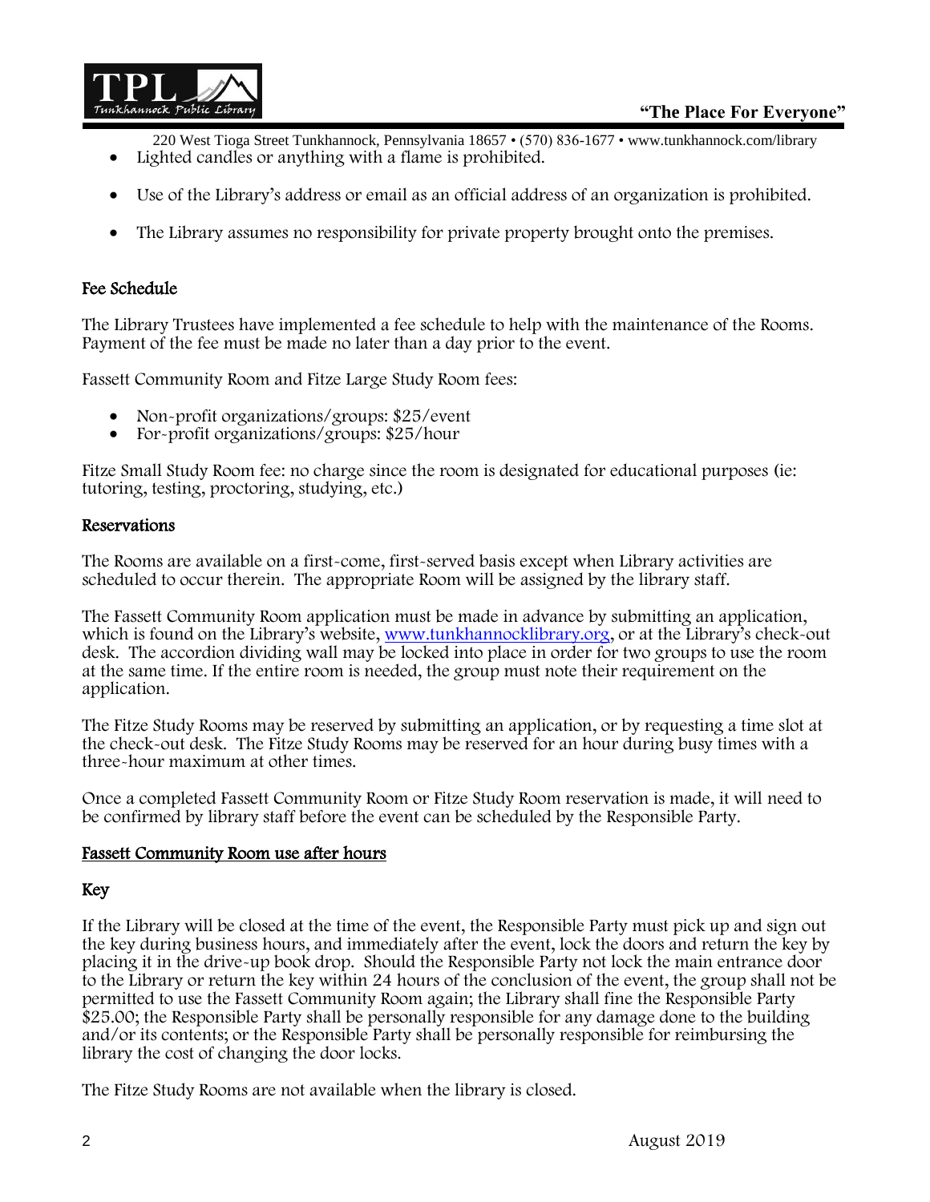- Lighted candles or anything with a flame is prohibited.
- Use of the Library's address or email as an official address of an organization is prohibited.
- The Library assumes no responsibility for private property brought onto the premises.

## Fee Schedule

The Library Trustees have implemented a fee schedule to help with the maintenance of the Rooms. Payment of the fee must be made no later than a day prior to the event.

Fassett Community Room and Fitze Large Study Room fees:

- Non-profit organizations/groups: $25/event
- For-profit organizations/groups: $25/hour

Fitze Small Study Room fee: no charge since the room is designated for educational purposes (ie: tutoring, testing, proctoring, studying, etc.)

## Reservations

The Rooms are available on a first-come, first-served basis except when Library activities are scheduled to occur therein. The appropriate Room will be assigned by the library staff.

The Fassett Community Room application must be made in advance by submitting an application, which is found on the Library's website, [www.tunkhannocklibrary.org](http://www.tunkhannocklibrary.org), or at the Library's check-out desk. The accordion dividing wall may be locked into place in order for two groups to use the room at the same time. If the entire room is needed, the group must note their requirement on the application.

The Fitze Study Rooms may be reserved by submitting an application, or by requesting a time slot at the check-out desk. The Fitze Study Rooms may be reserved for an hour during busy times with a three-hour maximum at other times.

Once a completed Fassett Community Room or Fitze Study Room reservation is made, it will need to be confirmed by library staff before the event can be scheduled by the Responsible Party.

## Fassett Community Room use after hours

### Key

If the Library will be closed at the time of the event, the Responsible Party must pick up and sign out the key during business hours, and immediately after the event, lock the doors and return the key by placing it in the drive-up book drop. Should the Responsible Party not lock the main entrance door to the Library or return the key within 24 hours of the conclusion of the event, the group shall not be permitted to use the Fassett Community Room again; the Library shall fine the Responsible Party $25.00; the Responsible Party shall be personally responsible for any damage done to the building and/or its contents; or the Responsible Party shall be personally responsible for reimbursing the library the cost of changing the door locks.

The Fitze Study Rooms are not available when the library is closed.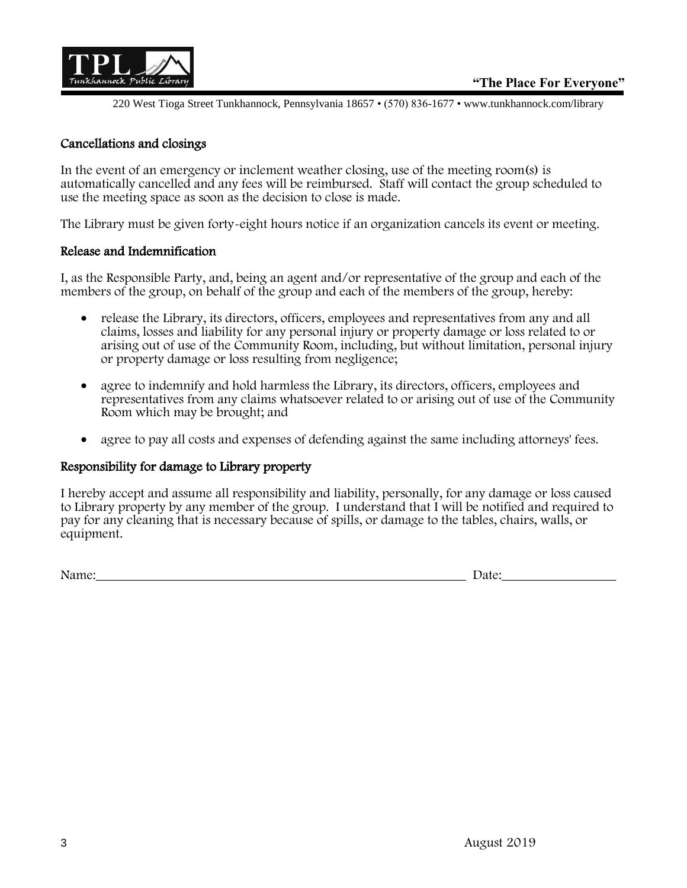### Cancellations and closings

In the event of an emergency or inclement weather closing, use of the meeting room(s) is automatically cancelled and any fees will be reimbursed. Staff will contact the group scheduled to use the meeting space as soon as the decision to close is made.

The Library must be given forty-eight hours notice if an organization cancels its event or meeting.

### Release and Indemnification

I, as the Responsible Party, and, being an agent and/or representative of the group and each of the members of the group, on behalf of the group and each of the members of the group, hereby:

- release the Library, its directors, officers, employees and representatives from any and all claims, losses and liability for any personal injury or property damage or loss related to or arising out of use of the Community Room, including, but without limitation, personal injury or property damage or loss resulting from negligence;
- agree to indemnify and hold harmless the Library, its directors, officers, employees and representatives from any claims whatsoever related to or arising out of use of the Community Room which may be brought; and
- agree to pay all costs and expenses of defending against the same including attorneys' fees.

### Responsibility for damage to Library property

I hereby accept and assume all responsibility and liability, personally, for any damage or loss caused to Library property by any member of the group. I understand that I will be notified and required to pay for any cleaning that is necessary because of spills, or damage to the tables, chairs, walls, or equipment.

Name:\_\_\_\_\_\_\_\_\_\_\_\_\_\_\_\_\_\_\_\_\_\_\_\_\_\_\_\_\_\_\_\_\_\_\_\_\_\_\_\_\_\_\_\_\_\_\_\_\_\_\_\_ Date:\_\_\_\_\_\_\_\_\_\_\_\_\_\_\_\_\_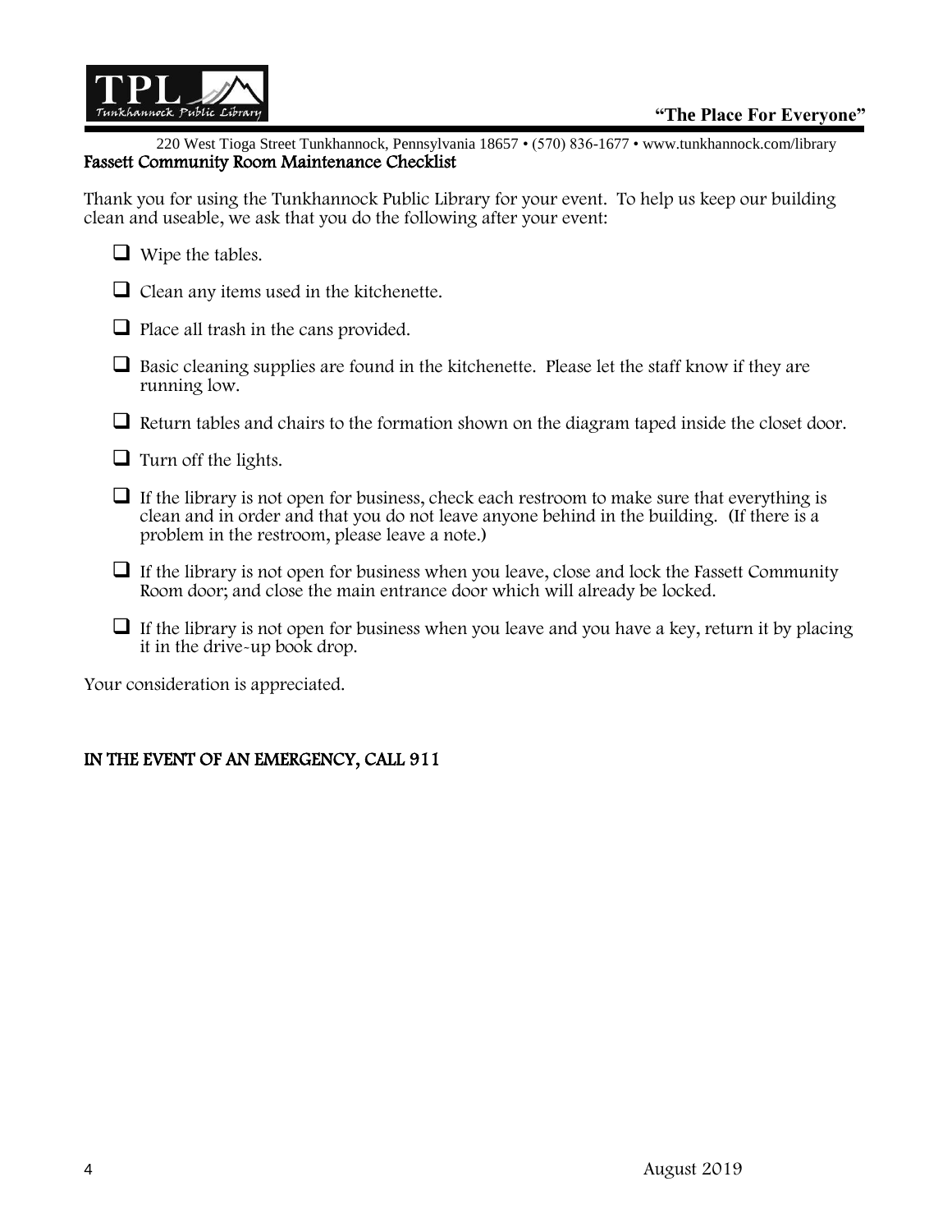**TPL** Tunkhannock Public Library

**"The Place For Everyone"**

220 West Tioga Street Tunkhannock, Pennsylvania 18657 • (570) 836-1677 • www.tunkhannock.com/library

## Fassett Community Room Maintenance Checklist

Thank you for using the Tunkhannock Public Library for your event. To help us keep our building clean and useable, we ask that you do the following after your event:

- [ ] Wipe the tables.
- [ ] Clean any items used in the kitchenette.
- [ ] Place all trash in the cans provided.
- [ ] Basic cleaning supplies are found in the kitchenette. Please let the staff know if they are running low.
- [ ] Return tables and chairs to the formation shown on the diagram taped inside the closet door.
- [ ] Turn off the lights.
- [ ] If the library is not open for business, check each restroom to make sure that everything is clean and in order and that you do not leave anyone behind in the building. (If there is a problem in the restroom, please leave a note.)
- [ ] If the library is not open for business when you leave, close and lock the Fassett Community Room door; and close the main entrance door which will already be locked.
- [ ] If the library is not open for business when you leave and you have a key, return it by placing it in the drive-up book drop.

Your consideration is appreciated.

**IN THE EVENT OF AN EMERGENCY, CALL 911**

August 2019